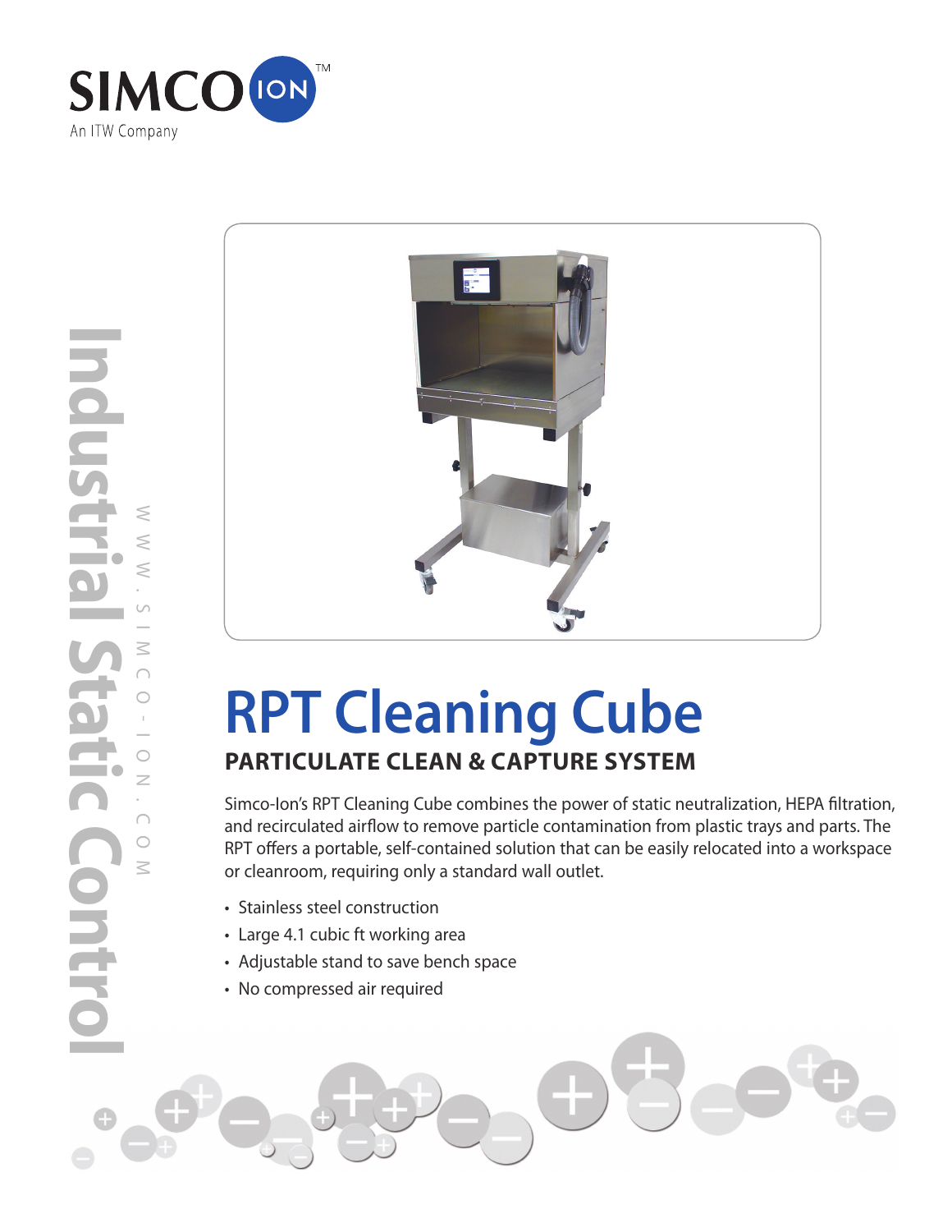SIMCO ION™
An ITW Company

Industrial Static Control

WWW.SIMCO-ION.COM

# RPT Cleaning Cube

## PARTICULATE CLEAN & CAPTURE SYSTEM

Simco-Ion's RPT Cleaning Cube combines the power of static neutralization, HEPA filtration, and recirculated airflow to remove particle contamination from plastic trays and parts. The RPT offers a portable, self-contained solution that can be easily relocated into a workspace or cleanroom, requiring only a standard wall outlet.

- Stainless steel construction
- Large 4.1 cubic ft working area
- Adjustable stand to save bench space
- No compressed air required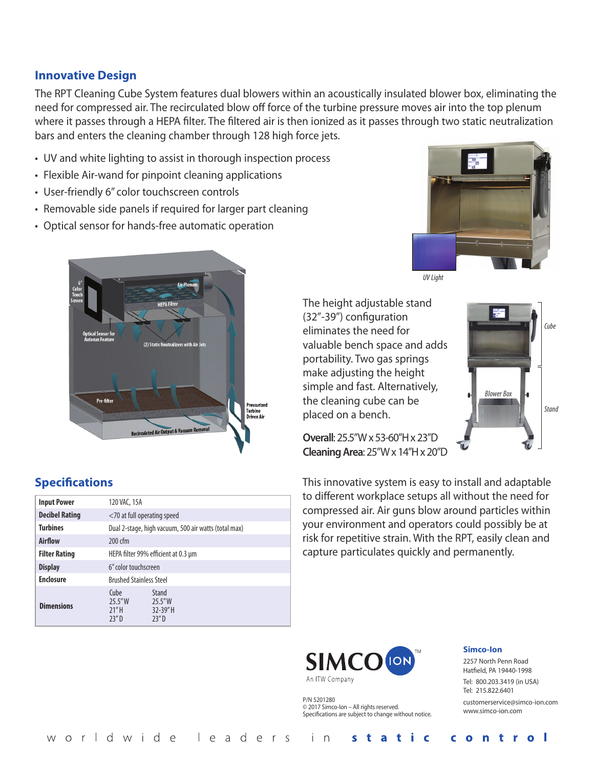## Innovative Design

The RPT Cleaning Cube System features dual blowers within an acoustically insulated blower box, eliminating the need for compressed air. The recirculated blow off force of the turbine pressure moves air into the top plenum where it passes through a HEPA filter. The filtered air is then ionized as it passes through two static neutralization bars and enters the cleaning chamber through 128 high force jets.

- UV and white lighting to assist in thorough inspection process
- Flexible Air-wand for pinpoint cleaning applications
- User-friendly 6″ color touchscreen controls
- Removable side panels if required for larger part cleaning
- Optical sensor for hands-free automatic operation

6″ Color Touch Screen
Air Plenum
HEPA Filter
Optical Sensor for Autorun Feature
(2) Static Neutralizers with Air Jets
Pre-filter
Pressurized Turbine Driven Air
Recirculated Air Output & Vacuum Removal

*UV Light*

The height adjustable stand (32″-39″) configuration eliminates the need for valuable bench space and adds portability. Two gas springs make adjusting the height simple and fast. Alternatively, the cleaning cube can be placed on a bench.

*Cube*
*Blower Box*
*Stand*

**Overall**: 25.5″W x 53-60″H x 23″D
**Cleaning Area**: 25″W x 14″H x 20″D

## Specifications

| | |
|---|---|
| **Input Power** | 120 VAC, 15A |
| **Decibel Rating** | <70 at full operating speed |
| **Turbines** | Dual 2-stage, high vacuum, 500 air watts (total max) |
| **Airflow** | 200 cfm |
| **Filter Rating** | HEPA filter 99% efficient at 0.3 µm |
| **Display** | 6″ color touchscreen |
| **Enclosure** | Brushed Stainless Steel |
| **Dimensions** | Cube: 25.5″W, 21″H, 23″D — Stand: 25.5″W, 32-39″H, 23″D |

This innovative system is easy to install and adaptable to different workplace setups all without the need for compressed air. Air guns blow around particles within your environment and operators could possibly be at risk for repetitive strain. With the RPT, easily clean and capture particulates quickly and permanently.

SIMCO ION™
An ITW Company

P/N 5201280
© 2017 Simco-Ion – All rights reserved.
Specifications are subject to change without notice.

**Simco-Ion**
2257 North Penn Road
Hatfield, PA 19440-1998
Tel: 800.203.3419 (in USA)
Tel: 215.822.6401
customerservice@simco-ion.com
www.simco-ion.com

worldwide leaders in **static control**